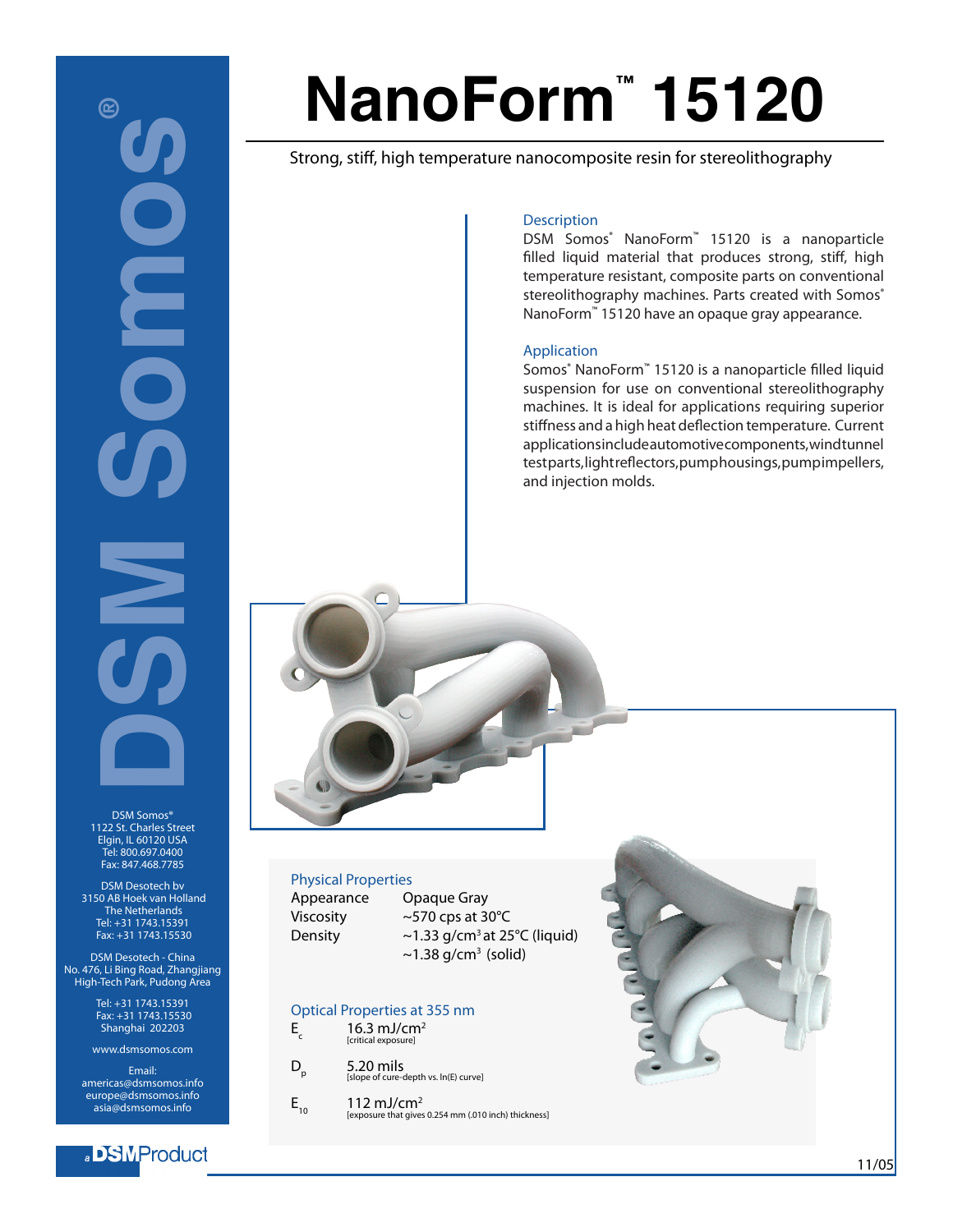# NanoForm™ 15120

Strong, stiff, high temperature nanocomposite resin for stereolithography

### Description

DSM Somos® NanoForm™ 15120 is a nanoparticle filled liquid material that produces strong, stiff, high temperature resistant, composite parts on conventional stereolithography machines. Parts created with Somos® NanoForm™ 15120 have an opaque gray appearance.

### Application

Somos® NanoForm™ 15120 is a nanoparticle filled liquid suspension for use on conventional stereolithography machines. It is ideal for applications requiring superior stiffness and a high heat deflection temperature. Current applications include automotive components, wind tunnel test parts, light reflectors, pump housings, pump impellers, and injection molds.

### Physical Properties

| | |
|---|---|
| Appearance | Opaque Gray |
| Viscosity | ~570 cps at 30°C |
| Density | ~1.33 g/cm³ at 25°C (liquid) |
| | ~1.38 g/cm³ (solid) |

### Optical Properties at 355 nm

| | |
|---|---|
| $E_c$ | 16.3 mJ/cm² [critical exposure] |
| $D_p$ | 5.20 mils [slope of cure-depth vs. ln(E) curve] |
| $E_{10}$ | 112 mJ/cm² [exposure that gives 0.254 mm (.010 inch) thickness] |

DSM Somos®
1122 St. Charles Street
Elgin, IL 60120 USA
Tel: 800.697.0400
Fax: 847.468.7785

DSM Desotech bv
3150 AB Hoek van Holland
The Netherlands
Tel: +31 1743.15391
Fax: +31 1743.15530

DSM Desotech - China
No. 476, Li Bing Road, Zhangjiang
High-Tech Park, Pudong Area

Tel: +31 1743.15391
Fax: +31 1743.15530
Shanghai 202203

www.dsmsomos.com

Email:
americas@dsmsomos.info
europe@dsmsomos.info
asia@dsmsomos.info

a DSM Product

11/05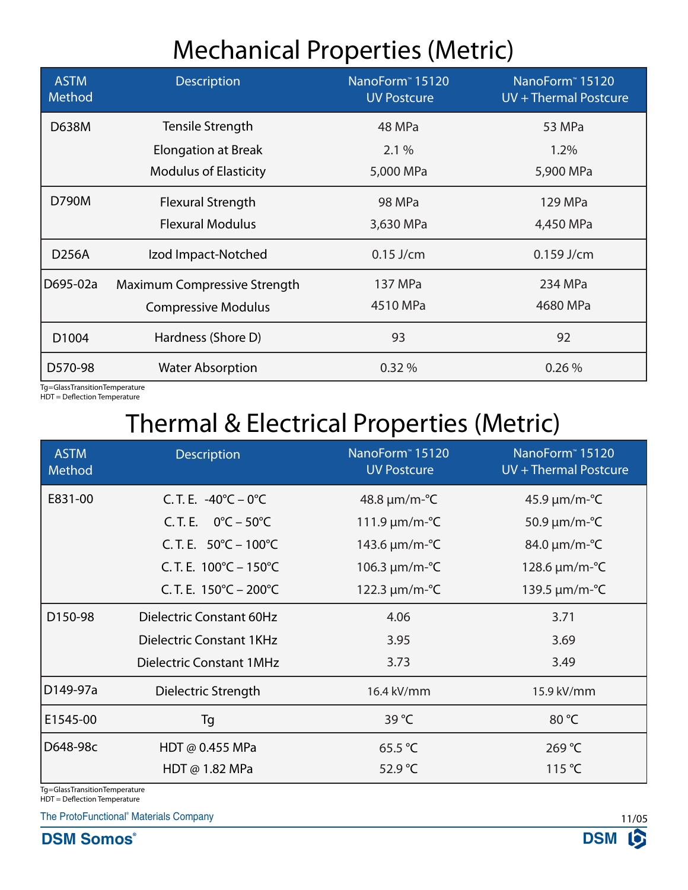# Mechanical Properties (Metric)

| ASTM Method | Description | NanoForm™ 15120 UV Postcure | NanoForm™ 15120 UV + Thermal Postcure |
|---|---|---|---|
| D638M | Tensile Strength | 48 MPa | 53 MPa |
| | Elongation at Break | 2.1 % | 1.2% |
| | Modulus of Elasticity | 5,000 MPa | 5,900 MPa |
| D790M | Flexural Strength | 98 MPa | 129 MPa |
| | Flexural Modulus | 3,630 MPa | 4,450 MPa |
| D256A | Izod Impact-Notched | 0.15 J/cm | 0.159 J/cm |
| D695-02a | Maximum Compressive Strength | 137 MPa | 234 MPa |
| | Compressive Modulus | 4510 MPa | 4680 MPa |
| D1004 | Hardness (Shore D) | 93 | 92 |
| D570-98 | Water Absorption | 0.32 % | 0.26 % |

Tg=GlassTransitionTemperature
HDT = Deflection Temperature

# Thermal & Electrical Properties (Metric)

| ASTM Method | Description | NanoForm™ 15120 UV Postcure | NanoForm™ 15120 UV + Thermal Postcure |
|---|---|---|---|
| E831-00 | C. T. E. -40°C – 0°C | 48.8 μm/m-°C | 45.9 μm/m-°C |
| | C. T. E. 0°C – 50°C | 111.9 μm/m-°C | 50.9 μm/m-°C |
| | C. T. E. 50°C – 100°C | 143.6 μm/m-°C | 84.0 μm/m-°C |
| | C. T. E. 100°C – 150°C | 106.3 μm/m-°C | 128.6 μm/m-°C |
| | C. T. E. 150°C – 200°C | 122.3 μm/m-°C | 139.5 μm/m-°C |
| D150-98 | Dielectric Constant 60Hz | 4.06 | 3.71 |
| | Dielectric Constant 1KHz | 3.95 | 3.69 |
| | Dielectric Constant 1MHz | 3.73 | 3.49 |
| D149-97a | Dielectric Strength | 16.4 kV/mm | 15.9 kV/mm |
| E1545-00 | Tg | 39 °C | 80 °C |
| D648-98c | HDT @ 0.455 MPa | 65.5 °C | 269 °C |
| | HDT @ 1.82 MPa | 52.9 °C | 115 °C |

Tg=GlassTransitionTemperature
HDT = Deflection Temperature

The ProtoFunctional® Materials Company

11/05

DSM Somos®

DSM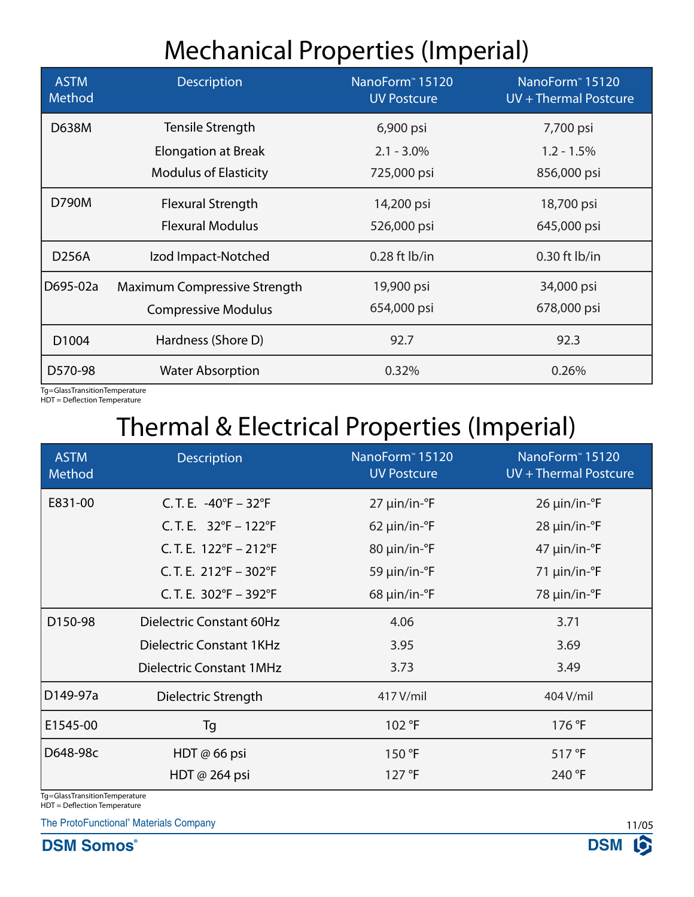# Mechanical Properties (Imperial)

| ASTM Method | Description | NanoForm™ 15120 UV Postcure | NanoForm™ 15120 UV + Thermal Postcure |
|---|---|---|---|
| D638M | Tensile Strength | 6,900 psi | 7,700 psi |
| | Elongation at Break | 2.1 - 3.0% | 1.2 - 1.5% |
| | Modulus of Elasticity | 725,000 psi | 856,000 psi |
| D790M | Flexural Strength | 14,200 psi | 18,700 psi |
| | Flexural Modulus | 526,000 psi | 645,000 psi |
| D256A | Izod Impact-Notched | 0.28 ft lb/in | 0.30 ft lb/in |
| D695-02a | Maximum Compressive Strength | 19,900 psi | 34,000 psi |
| | Compressive Modulus | 654,000 psi | 678,000 psi |
| D1004 | Hardness (Shore D) | 92.7 | 92.3 |
| D570-98 | Water Absorption | 0.32% | 0.26% |

Tg=GlassTransitionTemperature
HDT = Deflection Temperature

# Thermal & Electrical Properties (Imperial)

| ASTM Method | Description | NanoForm™ 15120 UV Postcure | NanoForm™ 15120 UV + Thermal Postcure |
|---|---|---|---|
| E831-00 | C. T. E. -40°F – 32°F | 27 µin/in-°F | 26 µin/in-°F |
| | C. T. E. 32°F – 122°F | 62 µin/in-°F | 28 µin/in-°F |
| | C. T. E. 122°F – 212°F | 80 µin/in-°F | 47 µin/in-°F |
| | C. T. E. 212°F – 302°F | 59 µin/in-°F | 71 µin/in-°F |
| | C. T. E. 302°F – 392°F | 68 µin/in-°F | 78 µin/in-°F |
| D150-98 | Dielectric Constant 60Hz | 4.06 | 3.71 |
| | Dielectric Constant 1KHz | 3.95 | 3.69 |
| | Dielectric Constant 1MHz | 3.73 | 3.49 |
| D149-97a | Dielectric Strength | 417 V/mil | 404 V/mil |
| E1545-00 | Tg | 102 °F | 176 °F |
| D648-98c | HDT @ 66 psi | 150 °F | 517 °F |
| | HDT @ 264 psi | 127 °F | 240 °F |

Tg=GlassTransitionTemperature
HDT = Deflection Temperature

The ProtoFunctional® Materials Company

11/05

DSM Somos®

DSM